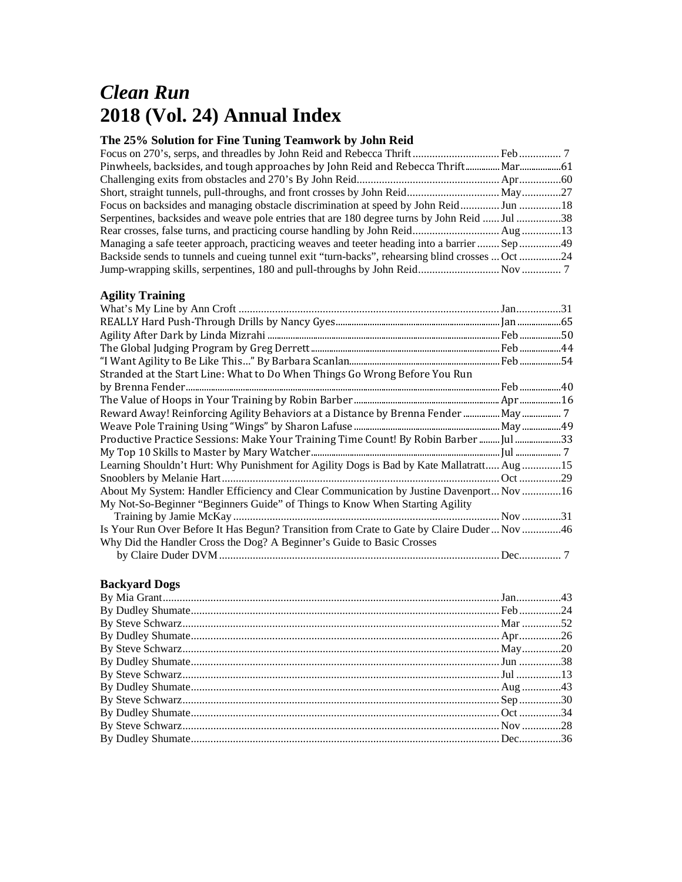# *Clean Run*
# 2018 (Vol. 24) Annual Index

### The 25% Solution for Fine Tuning Teamwork by John Reid

Focus on 270's, serps, and threadles by John Reid and Rebecca Thrift ............................... Feb ............... 7
Pinwheels, backsides, and tough approaches by John Reid and Rebecca Thrift ............... Mar ..................61
Challenging exits from obstacles and 270's By John Reid ................................................... Apr ...............60
Short, straight tunnels, pull-throughs, and front crosses by John Reid ................................. May ..............27
Focus on backsides and managing obstacle discrimination at speed by John Reid .............. Jun ...............18
Serpentines, backsides and weave pole entries that are 180 degree turns by John Reid ...... Jul ................38
Rear crosses, false turns, and practicing course handling by John Reid ............................... Aug ..............13
Managing a safe teeter approach, practicing weaves and teeter heading into a barrier ........ Sep ...............49
Backside sends to tunnels and cueing tunnel exit "turn-backs", rehearsing blind crosses ... Oct ...............24
Jump-wrapping skills, serpentines, 180 and pull-throughs by John Reid ............................. Nov .............. 7

### Agility Training

What's My Line by Ann Croft .............................................................................................. Jan ................31
REALLY Hard Push-Through Drills by Nancy Gyes ........................................................ Jan ...................65
Agility After Dark by Linda Mizrahi ................................................................................... Feb ..................50
The Global Judging Program by Greg Derrett ..................................................................... Feb ..................44
"I Want Agility to Be Like This…" By Barbara Scanlan ..................................................... Feb ..................54
Stranded at the Start Line: What to Do When Things Go Wrong Before You Run
by Brenna Fender ................................................................................................................ Feb ..................40
The Value of Hoops in Your Training by Robin Barber ..................................................... Apr ..................16
Reward Away! Reinforcing Agility Behaviors at a Distance by Brenna Fender ................ May ................. 7
Weave Pole Training Using "Wings" by Sharon Lafuse ..................................................... May .................49
Productive Practice Sessions: Make Your Training Time Count! By Robin Barber .......... Jul ....................33
My Top 10 Skills to Master by Mary Watcher .................................................................... Jul .................... 7
Learning Shouldn't Hurt: Why Punishment for Agility Dogs is Bad by Kate Mallatratt ..... Aug ..............15
Snooblers by Melanie Hart ................................................................................................... Oct ...............29
About My System: Handler Efficiency and Clear Communication by Justine Davenport ... Nov ..............16
My Not-So-Beginner "Beginners Guide" of Things to Know When Starting Agility
Training by Jamie McKay ................................................................................................. Nov ..............31
Is Your Run Over Before It Has Begun? Transition from Crate to Gate by Claire Duder ... Nov ..............46
Why Did the Handler Cross the Dog? A Beginner's Guide to Basic Crosses
by Claire Duder DVM ..................................................................................................... Dec ............... 7

### Backyard Dogs

By Mia Grant ........................................................................................................................ Jan ................43
By Dudley Shumate ............................................................................................................. Feb ...............24
By Steve Schwarz ................................................................................................................ Mar ..............52
By Dudley Shumate ............................................................................................................. Apr ...............26
By Steve Schwarz ................................................................................................................ May ..............20
By Dudley Shumate ............................................................................................................. Jun ...............38
By Steve Schwarz ................................................................................................................ Jul ................13
By Dudley Shumate ............................................................................................................. Aug ..............43
By Steve Schwarz ................................................................................................................ Sep ...............30
By Dudley Shumate ............................................................................................................. Oct ...............34
By Steve Schwarz ................................................................................................................ Nov ..............28
By Dudley Shumate ............................................................................................................. Dec ...............36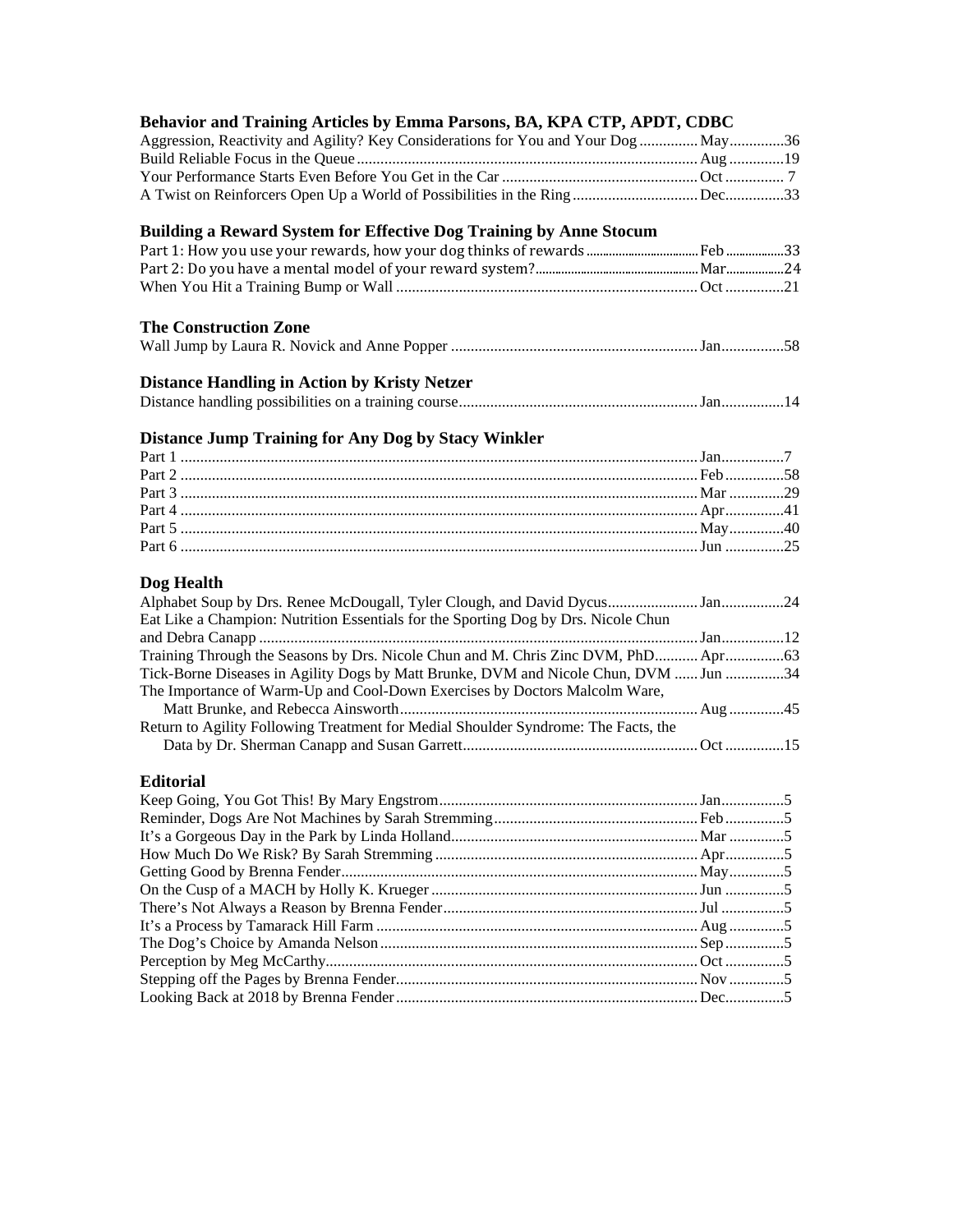### Behavior and Training Articles by Emma Parsons, BA, KPA CTP, APDT, CDBC

| | | |
|---|---|---|
| Aggression, Reactivity and Agility? Key Considerations for You and Your Dog | May | 36 |
| Build Reliable Focus in the Queue | Aug | 19 |
| Your Performance Starts Even Before You Get in the Car | Oct | 7 |
| A Twist on Reinforcers Open Up a World of Possibilities in the Ring | Dec | 33 |

### Building a Reward System for Effective Dog Training by Anne Stocum

| | | |
|---|---|---|
| Part 1: How you use your rewards, how your dog thinks of rewards | Feb | 33 |
| Part 2: Do you have a mental model of your reward system? | Mar | 24 |
| When You Hit a Training Bump or Wall | Oct | 21 |

### The Construction Zone

| | | |
|---|---|---|
| Wall Jump by Laura R. Novick and Anne Popper | Jan | 58 |

### Distance Handling in Action by Kristy Netzer

| | | |
|---|---|---|
| Distance handling possibilities on a training course | Jan | 14 |

### Distance Jump Training for Any Dog by Stacy Winkler

| | | |
|---|---|---|
| Part 1 | Jan | 7 |
| Part 2 | Feb | 58 |
| Part 3 | Mar | 29 |
| Part 4 | Apr | 41 |
| Part 5 | May | 40 |
| Part 6 | Jun | 25 |

### Dog Health

| | | |
|---|---|---|
| Alphabet Soup by Drs. Renee McDougall, Tyler Clough, and David Dycus | Jan | 24 |
| Eat Like a Champion: Nutrition Essentials for the Sporting Dog by Drs. Nicole Chun and Debra Canapp | Jan | 12 |
| Training Through the Seasons by Drs. Nicole Chun and M. Chris Zinc DVM, PhD | Apr | 63 |
| Tick-Borne Diseases in Agility Dogs by Matt Brunke, DVM and Nicole Chun, DVM | Jun | 34 |
| The Importance of Warm-Up and Cool-Down Exercises by Doctors Malcolm Ware, Matt Brunke, and Rebecca Ainsworth | Aug | 45 |
| Return to Agility Following Treatment for Medial Shoulder Syndrome: The Facts, the Data by Dr. Sherman Canapp and Susan Garrett | Oct | 15 |

### Editorial

| | | |
|---|---|---|
| Keep Going, You Got This! By Mary Engstrom | Jan | 5 |
| Reminder, Dogs Are Not Machines by Sarah Stremming | Feb | 5 |
| It's a Gorgeous Day in the Park by Linda Holland | Mar | 5 |
| How Much Do We Risk? By Sarah Stremming | Apr | 5 |
| Getting Good by Brenna Fender | May | 5 |
| On the Cusp of a MACH by Holly K. Krueger | Jun | 5 |
| There's Not Always a Reason by Brenna Fender | Jul | 5 |
| It's a Process by Tamarack Hill Farm | Aug | 5 |
| The Dog's Choice by Amanda Nelson | Sep | 5 |
| Perception by Meg McCarthy | Oct | 5 |
| Stepping off the Pages by Brenna Fender | Nov | 5 |
| Looking Back at 2018 by Brenna Fender | Dec | 5 |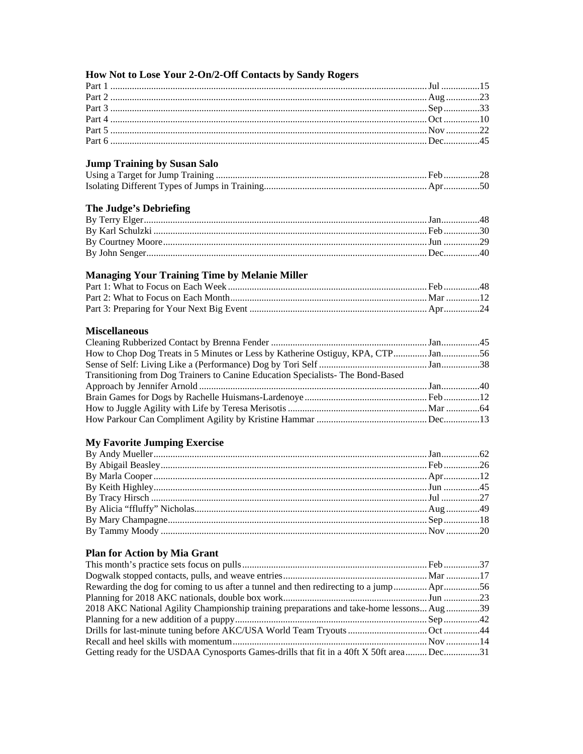### How Not to Lose Your 2-On/2-Off Contacts by Sandy Rogers

Part 1 .................................................................................................................. Jul ................15
Part 2 .................................................................................................................. Aug ..............23
Part 3 .................................................................................................................. Sep ...............33
Part 4 .................................................................................................................. Oct ...............10
Part 5 .................................................................................................................. Nov ..............22
Part 6 .................................................................................................................. Dec...............45

### Jump Training by Susan Salo

Using a Target for Jump Training ....................................................................................... Feb ...............28
Isolating Different Types of Jumps in Training.................................................................... Apr...............50

### The Judge's Debriefing

By Terry Elger..................................................................................................................... Jan................48
By Karl Schulzki ................................................................................................................. Feb ...............30
By Courtney Moore............................................................................................................. Jun ...............29
By John Senger.................................................................................................................... Dec...............40

### Managing Your Training Time by Melanie Miller

Part 1: What to Focus on Each Week ................................................................................... Feb ...............48
Part 2: What to Focus on Each Month.................................................................................. Mar ..............12
Part 3: Preparing for Your Next Big Event .......................................................................... Apr...............24

### Miscellaneous

Cleaning Rubberized Contact by Brenna Fender .................................................................. Jan................45
How to Chop Dog Treats in 5 Minutes or Less by Katherine Ostiguy, KPA, CTP.............. Jan................56
Sense of Self: Living Like a (Performance) Dog by Tori Self ............................................. Jan................38
Transitioning from Dog Trainers to Canine Education Specialists- The Bond-Based Approach by Jennifer Arnold ............................................................................................... Jan................40
Brain Games for Dogs by Rachelle Huismans-Lardenoye ................................................... Feb ...............12
How to Juggle Agility with Life by Teresa Merisotis .......................................................... Mar ..............64
How Parkour Can Compliment Agility by Kristine Hammar .............................................. Dec...............13

### My Favorite Jumping Exercise

By Andy Mueller................................................................................................................. Jan................62
By Abigail Beasley.............................................................................................................. Feb ...............26
By Marla Cooper................................................................................................................. Apr...............12
By Keith Highley................................................................................................................. Jun ...............45
By Tracy Hirsch .................................................................................................................. Jul ................27
By Alicia "ffluffy" Nicholas................................................................................................ Aug ..............49
By Mary Champagne........................................................................................................... Sep ...............18
By Tammy Moody .............................................................................................................. Nov ..............20

### Plan for Action by Mia Grant

This month's practice sets focus on pulls............................................................................. Feb ...............37
Dogwalk stopped contacts, pulls, and weave entries............................................................ Mar ..............17
Rewarding the dog for coming to us after a tunnel and then redirecting to a jump.............. Apr...............56
Planning for 2018 AKC nationals, double box work............................................................ Jun ...............23
2018 AKC National Agility Championship training preparations and take-home lessons... Aug ..............39
Planning for a new addition of a puppy................................................................................ Sep ...............42
Drills for last-minute tuning before AKC/USA World Team Tryouts ................................. Oct ...............44
Recall and heel skills with momentum................................................................................. Nov ..............14
Getting ready for the USDAA Cynosports Games-drills that fit in a 40ft X 50ft area......... Dec...............31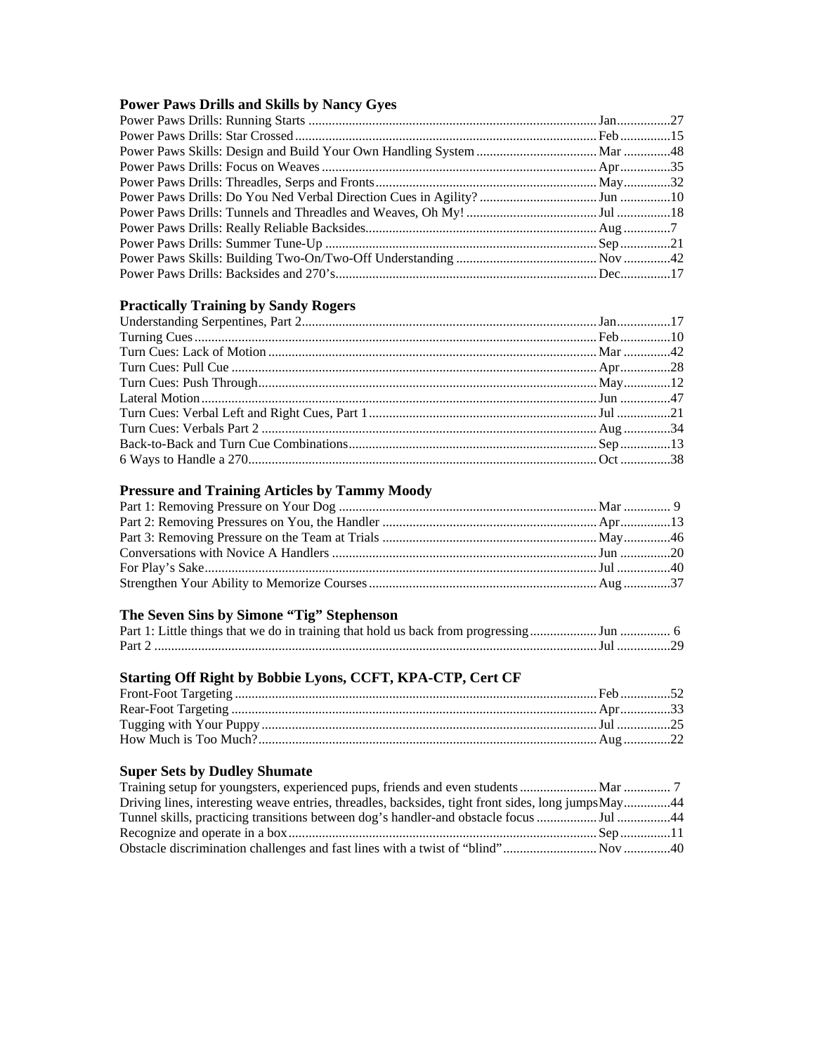### Power Paws Drills and Skills by Nancy Gyes

Power Paws Drills: Running Starts ........ Jan ........ 27
Power Paws Drills: Star Crossed ........ Feb ........ 15
Power Paws Skills: Design and Build Your Own Handling System ........ Mar ........ 48
Power Paws Drills: Focus on Weaves ........ Apr ........ 35
Power Paws Drills: Threadles, Serps and Fronts ........ May ........ 32
Power Paws Drills: Do You Ned Verbal Direction Cues in Agility? ........ Jun ........ 10
Power Paws Drills: Tunnels and Threadles and Weaves, Oh My! ........ Jul ........ 18
Power Paws Drills: Really Reliable Backsides ........ Aug ........ 7
Power Paws Drills: Summer Tune-Up ........ Sep ........ 21
Power Paws Skills: Building Two-On/Two-Off Understanding ........ Nov ........ 42
Power Paws Drills: Backsides and 270's ........ Dec ........ 17

### Practically Training by Sandy Rogers

Understanding Serpentines, Part 2 ........ Jan ........ 17
Turning Cues ........ Feb ........ 10
Turn Cues: Lack of Motion ........ Mar ........ 42
Turn Cues: Pull Cue ........ Apr ........ 28
Turn Cues: Push Through ........ May ........ 12
Lateral Motion ........ Jun ........ 47
Turn Cues: Verbal Left and Right Cues, Part 1 ........ Jul ........ 21
Turn Cues: Verbals Part 2 ........ Aug ........ 34
Back-to-Back and Turn Cue Combinations ........ Sep ........ 13
6 Ways to Handle a 270 ........ Oct ........ 38

### Pressure and Training Articles by Tammy Moody

Part 1: Removing Pressure on Your Dog ........ Mar ........ 9
Part 2: Removing Pressures on You, the Handler ........ Apr ........ 13
Part 3: Removing Pressure on the Team at Trials ........ May ........ 46
Conversations with Novice A Handlers ........ Jun ........ 20
For Play's Sake ........ Jul ........ 40
Strengthen Your Ability to Memorize Courses ........ Aug ........ 37

### The Seven Sins by Simone "Tig" Stephenson

Part 1: Little things that we do in training that hold us back from progressing ........ Jun ........ 6
Part 2 ........ Jul ........ 29

### Starting Off Right by Bobbie Lyons, CCFT, KPA-CTP, Cert CF

Front-Foot Targeting ........ Feb ........ 52
Rear-Foot Targeting ........ Apr ........ 33
Tugging with Your Puppy ........ Jul ........ 25
How Much is Too Much? ........ Aug ........ 22

### Super Sets by Dudley Shumate

Training setup for youngsters, experienced pups, friends and even students ........ Mar ........ 7
Driving lines, interesting weave entries, threadles, backsides, tight front sides, long jumps ........ May ........ 44
Tunnel skills, practicing transitions between dog's handler-and obstacle focus ........ Jul ........ 44
Recognize and operate in a box ........ Sep ........ 11
Obstacle discrimination challenges and fast lines with a twist of "blind" ........ Nov ........ 40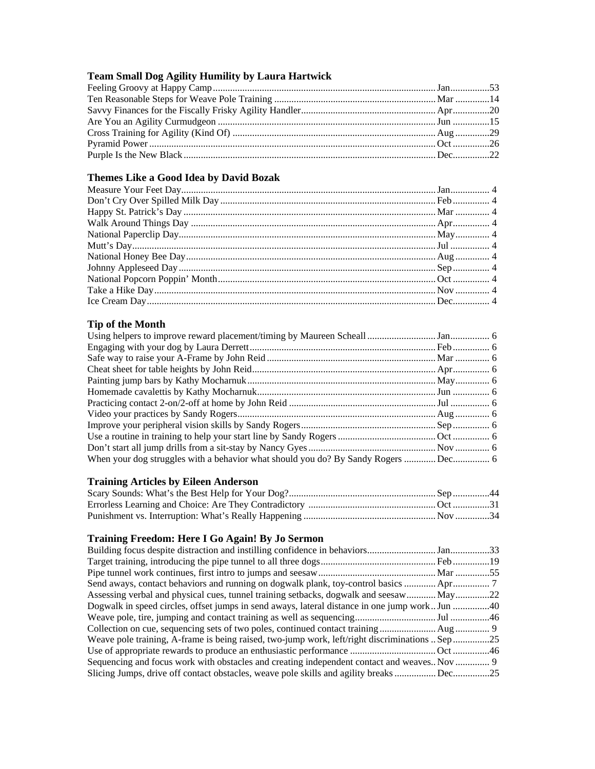### Team Small Dog Agility Humility by Laura Hartwick

| | | |
|---|---|---|
| Feeling Groovy at Happy Camp | Jan | 53 |
| Ten Reasonable Steps for Weave Pole Training | Mar | 14 |
| Savvy Finances for the Fiscally Frisky Agility Handler | Apr | 20 |
| Are You an Agility Curmudgeon | Jun | 15 |
| Cross Training for Agility (Kind Of) | Aug | 29 |
| Pyramid Power | Oct | 26 |
| Purple Is the New Black | Dec | 22 |

### Themes Like a Good Idea by David Bozak

| | | |
|---|---|---|
| Measure Your Feet Day | Jan | 4 |
| Don't Cry Over Spilled Milk Day | Feb | 4 |
| Happy St. Patrick's Day | Mar | 4 |
| Walk Around Things Day | Apr | 4 |
| National Paperclip Day | May | 4 |
| Mutt's Day | Jul | 4 |
| National Honey Bee Day | Aug | 4 |
| Johnny Appleseed Day | Sep | 4 |
| National Popcorn Poppin' Month | Oct | 4 |
| Take a Hike Day | Nov | 4 |
| Ice Cream Day | Dec | 4 |

### Tip of the Month

| | | |
|---|---|---|
| Using helpers to improve reward placement/timing by Maureen Scheall | Jan | 6 |
| Engaging with your dog by Laura Derrett | Feb | 6 |
| Safe way to raise your A-Frame by John Reid | Mar | 6 |
| Cheat sheet for table heights by John Reid | Apr | 6 |
| Painting jump bars by Kathy Mocharnuk | May | 6 |
| Homemade cavalettis by Kathy Mocharnuk | Jun | 6 |
| Practicing contact 2-on/2-off at home by John Reid | Jul | 6 |
| Video your practices by Sandy Rogers | Aug | 6 |
| Improve your peripheral vision skills by Sandy Rogers | Sep | 6 |
| Use a routine in training to help your start line by Sandy Rogers | Oct | 6 |
| Don't start all jump drills from a sit-stay by Nancy Gyes | Nov | 6 |
| When your dog struggles with a behavior what should you do? By Sandy Rogers | Dec | 6 |

### Training Articles by Eileen Anderson

| | | |
|---|---|---|
| Scary Sounds: What's the Best Help for Your Dog? | Sep | 44 |
| Errorless Learning and Choice: Are They Contradictory | Oct | 31 |
| Punishment vs. Interruption: What's Really Happening | Nov | 34 |

### Training Freedom: Here I Go Again! By Jo Sermon

| | | |
|---|---|---|
| Building focus despite distraction and instilling confidence in behaviors | Jan | 33 |
| Target training, introducing the pipe tunnel to all three dogs | Feb | 19 |
| Pipe tunnel work continues, first intro to jumps and seesaw | Mar | 55 |
| Send aways, contact behaviors and running on dogwalk plank, toy-control basics | Apr | 7 |
| Assessing verbal and physical cues, tunnel training setbacks, dogwalk and seesaw | May | 22 |
| Dogwalk in speed circles, offset jumps in send aways, lateral distance in one jump work | Jun | 40 |
| Weave pole, tire, jumping and contact training as well as sequencing | Jul | 46 |
| Collection on cue, sequencing sets of two poles, continued contact training | Aug | 9 |
| Weave pole training, A-frame is being raised, two-jump work, left/right discriminations | Sep | 25 |
| Use of appropriate rewards to produce an enthusiastic performance | Oct | 46 |
| Sequencing and focus work with obstacles and creating independent contact and weaves | Nov | 9 |
| Slicing Jumps, drive off contact obstacles, weave pole skills and agility breaks | Dec | 25 |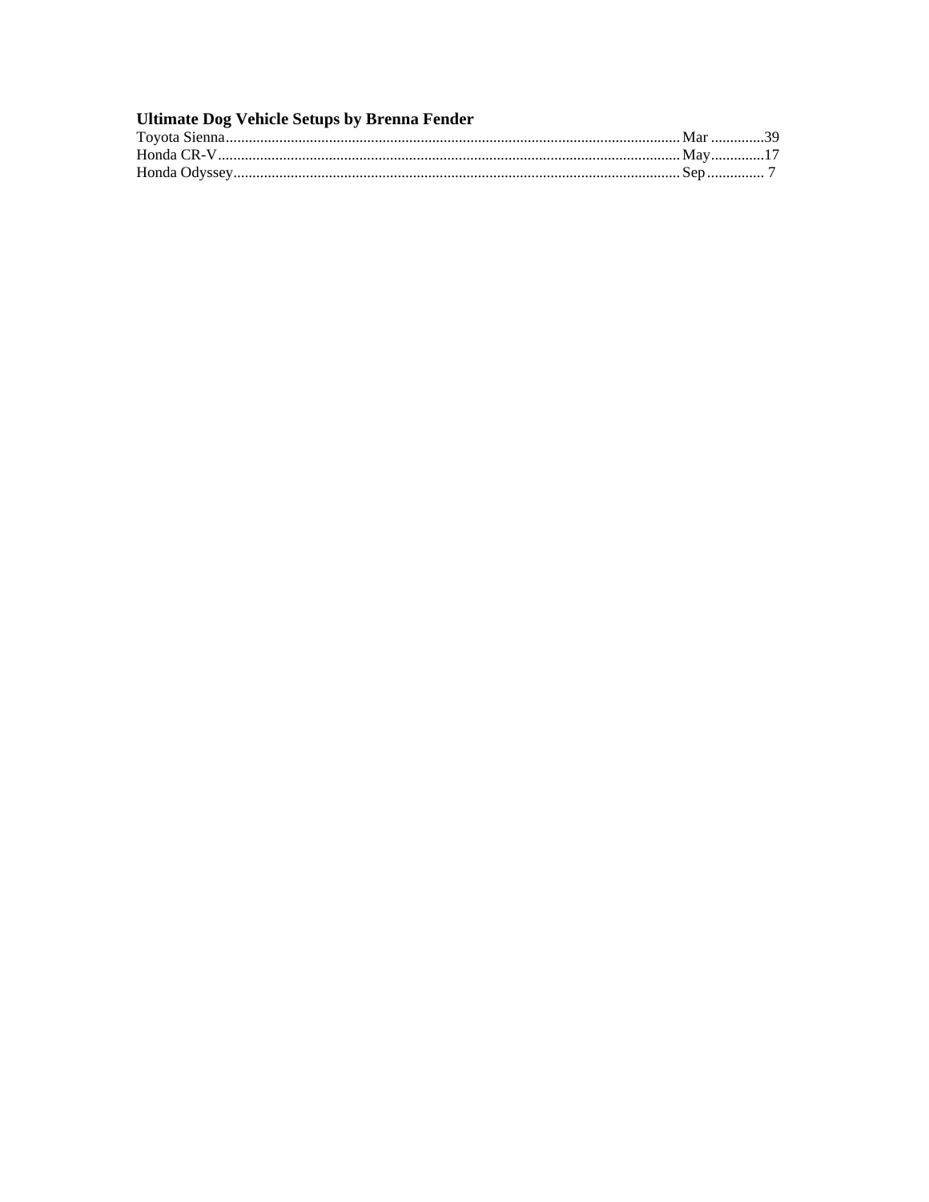### Ultimate Dog Vehicle Setups by Brenna Fender

| | | |
|---|---|---|
| Toyota Sienna | Mar | 39 |
| Honda CR-V | May | 17 |
| Honda Odyssey | Sep | 7 |